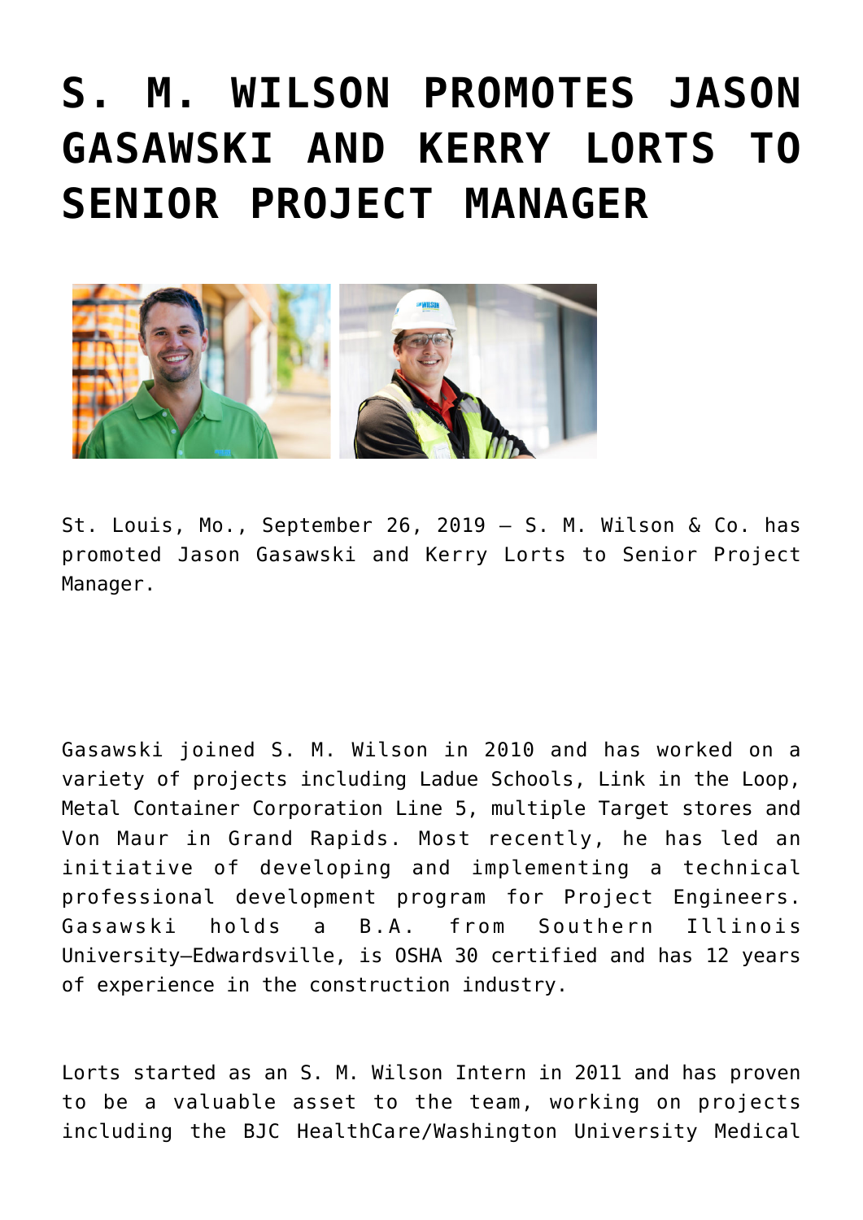# S. M. WILSON PROMOTES JASON GASAWSKI AND KERRY LORTS TO SENIOR PROJECT MANAGER

St. Louis, Mo., September 26, 2019 – S. M. Wilson & Co. has promoted Jason Gasawski and Kerry Lorts to Senior Project Manager.

Gasawski joined S. M. Wilson in 2010 and has worked on a variety of projects including Ladue Schools, Link in the Loop, Metal Container Corporation Line 5, multiple Target stores and Von Maur in Grand Rapids. Most recently, he has led an initiative of developing and implementing a technical professional development program for Project Engineers. Gasawski holds a B.A. from Southern Illinois University–Edwardsville, is OSHA 30 certified and has 12 years of experience in the construction industry.

Lorts started as an S. M. Wilson Intern in 2011 and has proven to be a valuable asset to the team, working on projects including the BJC HealthCare/Washington University Medical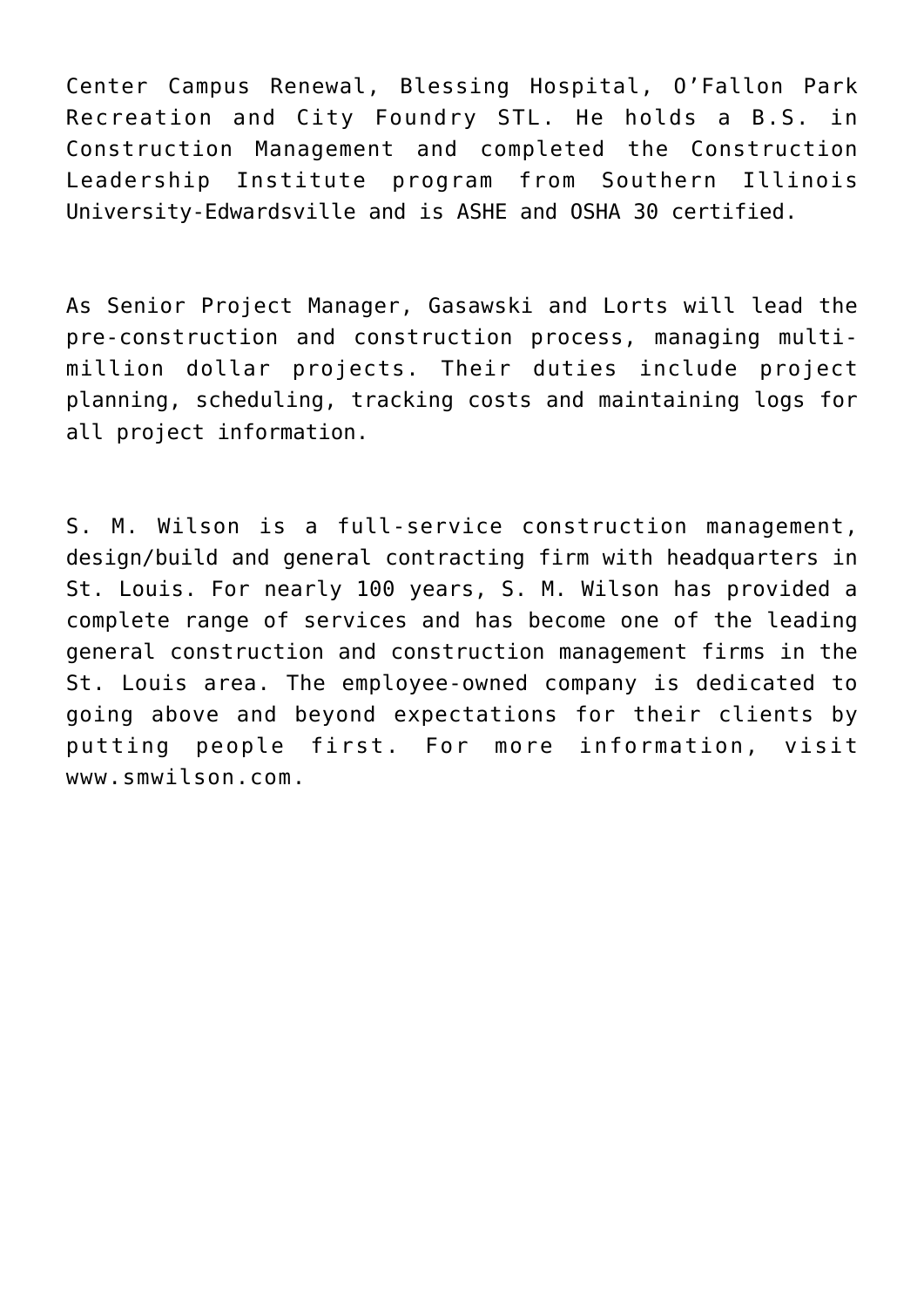Center Campus Renewal, Blessing Hospital, O'Fallon Park Recreation and City Foundry STL. He holds a B.S. in Construction Management and completed the Construction Leadership Institute program from Southern Illinois University-Edwardsville and is ASHE and OSHA 30 certified.

As Senior Project Manager, Gasawski and Lorts will lead the pre-construction and construction process, managing multi-million dollar projects. Their duties include project planning, scheduling, tracking costs and maintaining logs for all project information.

S. M. Wilson is a full-service construction management, design/build and general contracting firm with headquarters in St. Louis. For nearly 100 years, S. M. Wilson has provided a complete range of services and has become one of the leading general construction and construction management firms in the St. Louis area. The employee-owned company is dedicated to going above and beyond expectations for their clients by putting people first. For more information, visit www.smwilson.com.